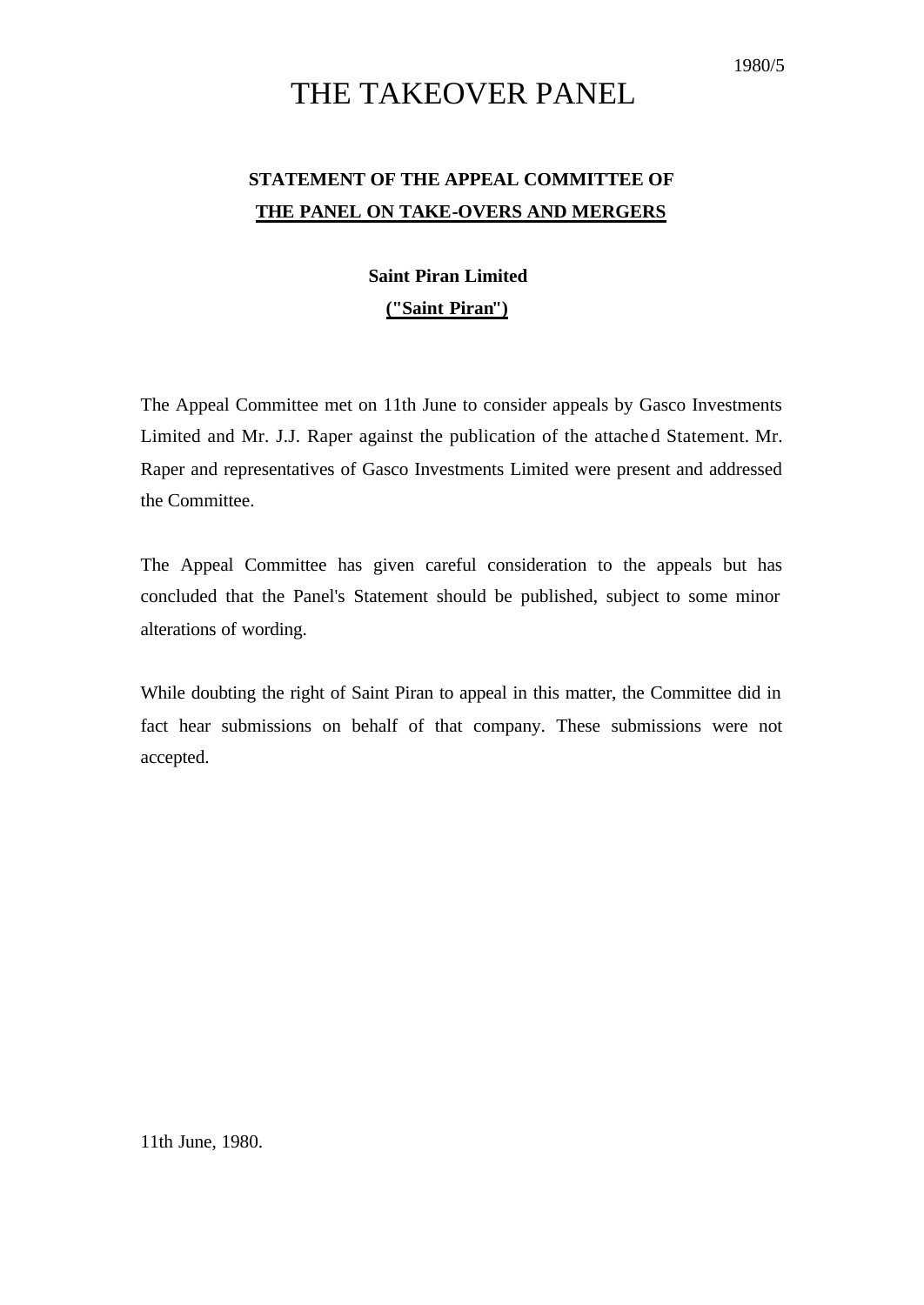1980/5

# THE TAKEOVER PANEL

## STATEMENT OF THE APPEAL COMMITTEE OF THE PANEL ON TAKE-OVERS AND MERGERS

### Saint Piran Limited ("Saint Piran")

The Appeal Committee met on 11th June to consider appeals by Gasco Investments Limited and Mr. J.J. Raper against the publication of the attached Statement. Mr. Raper and representatives of Gasco Investments Limited were present and addressed the Committee.

The Appeal Committee has given careful consideration to the appeals but has concluded that the Panel's Statement should be published, subject to some minor alterations of wording.

While doubting the right of Saint Piran to appeal in this matter, the Committee did in fact hear submissions on behalf of that company. These submissions were not accepted.

11th June, 1980.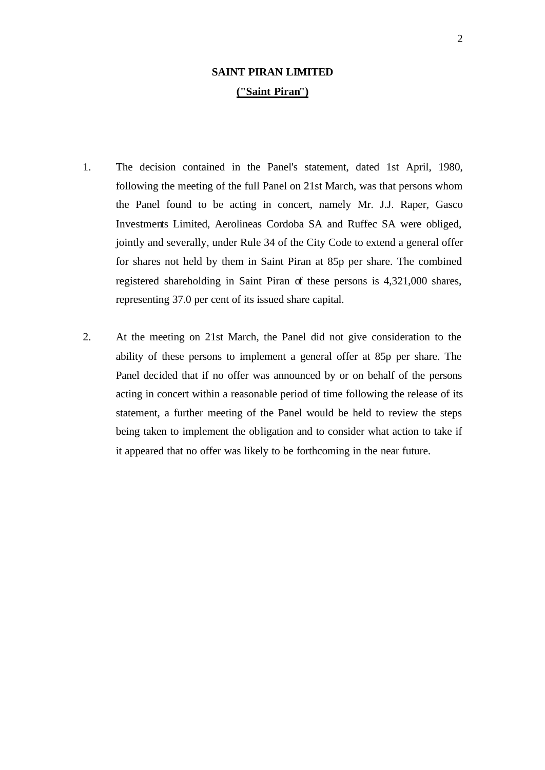**SAINT PIRAN LIMITED**

**("Saint Piran")**

1. The decision contained in the Panel's statement, dated 1st April, 1980, following the meeting of the full Panel on 21st March, was that persons whom the Panel found to be acting in concert, namely Mr. J.J. Raper, Gasco Investments Limited, Aerolineas Cordoba SA and Ruffec SA were obliged, jointly and severally, under Rule 34 of the City Code to extend a general offer for shares not held by them in Saint Piran at 85p per share. The combined registered shareholding in Saint Piran of these persons is 4,321,000 shares, representing 37.0 per cent of its issued share capital.

2. At the meeting on 21st March, the Panel did not give consideration to the ability of these persons to implement a general offer at 85p per share. The Panel decided that if no offer was announced by or on behalf of the persons acting in concert within a reasonable period of time following the release of its statement, a further meeting of the Panel would be held to review the steps being taken to implement the obligation and to consider what action to take if it appeared that no offer was likely to be forthcoming in the near future.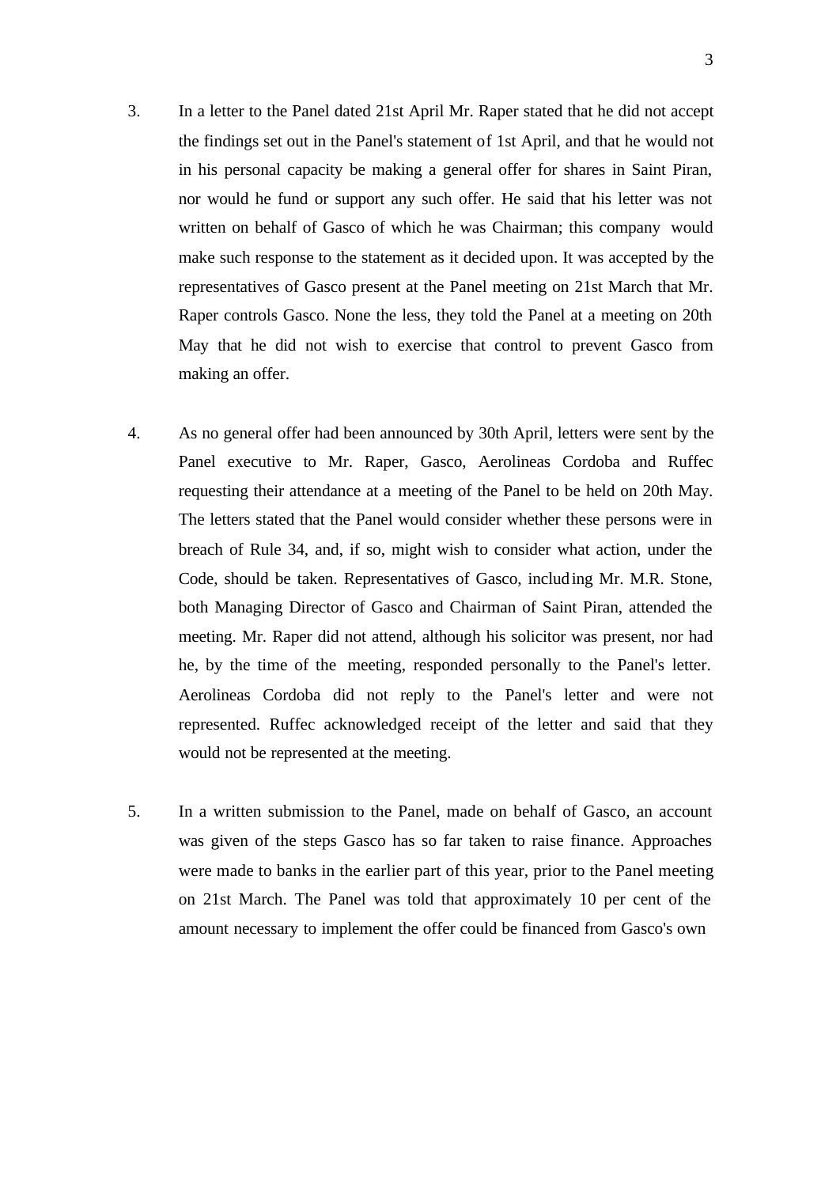3. In a letter to the Panel dated 21st April Mr. Raper stated that he did not accept the findings set out in the Panel's statement of 1st April, and that he would not in his personal capacity be making a general offer for shares in Saint Piran, nor would he fund or support any such offer. He said that his letter was not written on behalf of Gasco of which he was Chairman; this company would make such response to the statement as it decided upon. It was accepted by the representatives of Gasco present at the Panel meeting on 21st March that Mr. Raper controls Gasco. None the less, they told the Panel at a meeting on 20th May that he did not wish to exercise that control to prevent Gasco from making an offer.

4. As no general offer had been announced by 30th April, letters were sent by the Panel executive to Mr. Raper, Gasco, Aerolineas Cordoba and Ruffec requesting their attendance at a meeting of the Panel to be held on 20th May. The letters stated that the Panel would consider whether these persons were in breach of Rule 34, and, if so, might wish to consider what action, under the Code, should be taken. Representatives of Gasco, including Mr. M.R. Stone, both Managing Director of Gasco and Chairman of Saint Piran, attended the meeting. Mr. Raper did not attend, although his solicitor was present, nor had he, by the time of the meeting, responded personally to the Panel's letter. Aerolineas Cordoba did not reply to the Panel's letter and were not represented. Ruffec acknowledged receipt of the letter and said that they would not be represented at the meeting.

5. In a written submission to the Panel, made on behalf of Gasco, an account was given of the steps Gasco has so far taken to raise finance. Approaches were made to banks in the earlier part of this year, prior to the Panel meeting on 21st March. The Panel was told that approximately 10 per cent of the amount necessary to implement the offer could be financed from Gasco's own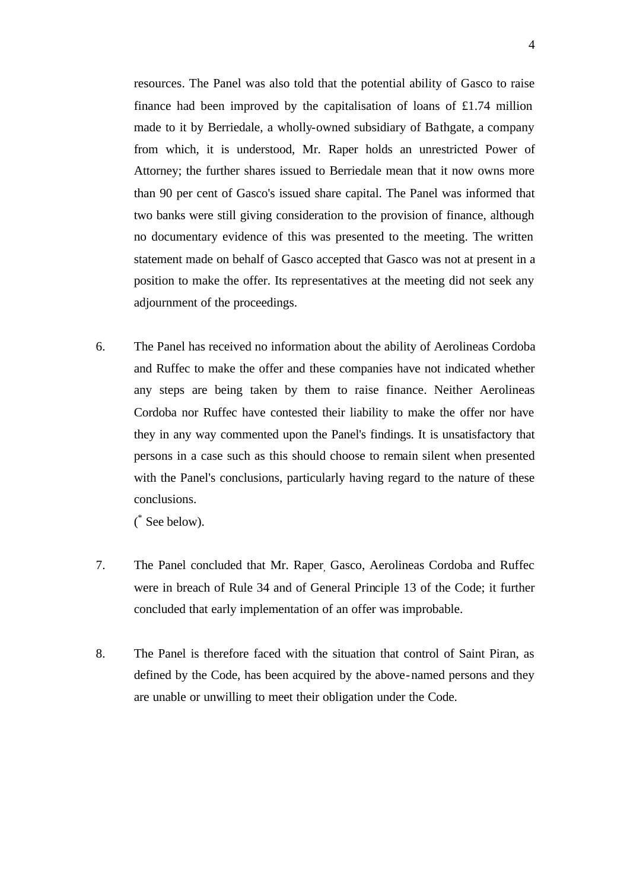resources. The Panel was also told that the potential ability of Gasco to raise finance had been improved by the capitalisation of loans of £1.74 million made to it by Berriedale, a wholly-owned subsidiary of Bathgate, a company from which, it is understood, Mr. Raper holds an unrestricted Power of Attorney; the further shares issued to Berriedale mean that it now owns more than 90 per cent of Gasco's issued share capital. The Panel was informed that two banks were still giving consideration to the provision of finance, although no documentary evidence of this was presented to the meeting. The written statement made on behalf of Gasco accepted that Gasco was not at present in a position to make the offer. Its representatives at the meeting did not seek any adjournment of the proceedings.

6. The Panel has received no information about the ability of Aerolineas Cordoba and Ruffec to make the offer and these companies have not indicated whether any steps are being taken by them to raise finance. Neither Aerolineas Cordoba nor Ruffec have contested their liability to make the offer nor have they in any way commented upon the Panel's findings. It is unsatisfactory that persons in a case such as this should choose to remain silent when presented with the Panel's conclusions, particularly having regard to the nature of these conclusions.
(* See below).

7. The Panel concluded that Mr. Raper, Gasco, Aerolineas Cordoba and Ruffec were in breach of Rule 34 and of General Principle 13 of the Code; it further concluded that early implementation of an offer was improbable.

8. The Panel is therefore faced with the situation that control of Saint Piran, as defined by the Code, has been acquired by the above-named persons and they are unable or unwilling to meet their obligation under the Code.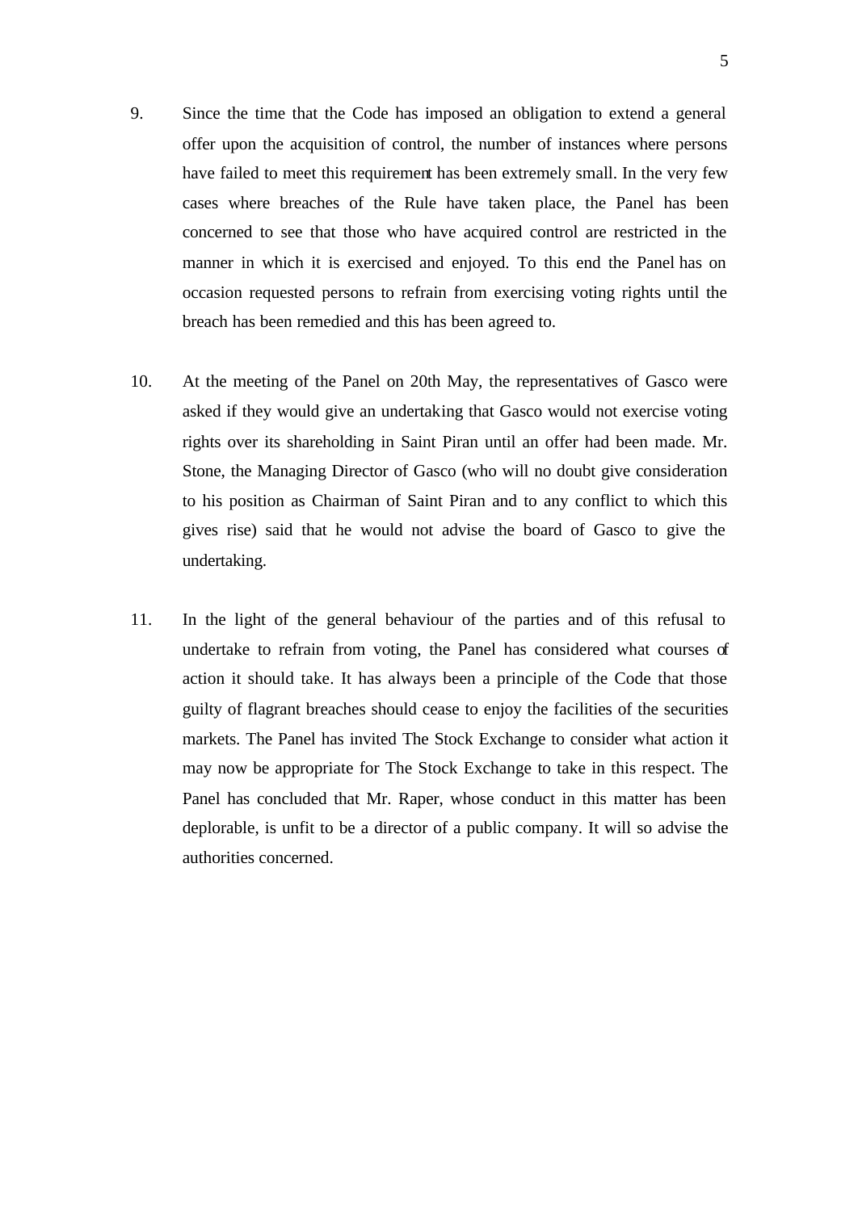9. Since the time that the Code has imposed an obligation to extend a general offer upon the acquisition of control, the number of instances where persons have failed to meet this requirement has been extremely small. In the very few cases where breaches of the Rule have taken place, the Panel has been concerned to see that those who have acquired control are restricted in the manner in which it is exercised and enjoyed. To this end the Panel has on occasion requested persons to refrain from exercising voting rights until the breach has been remedied and this has been agreed to.

10. At the meeting of the Panel on 20th May, the representatives of Gasco were asked if they would give an undertaking that Gasco would not exercise voting rights over its shareholding in Saint Piran until an offer had been made. Mr. Stone, the Managing Director of Gasco (who will no doubt give consideration to his position as Chairman of Saint Piran and to any conflict to which this gives rise) said that he would not advise the board of Gasco to give the undertaking.

11. In the light of the general behaviour of the parties and of this refusal to undertake to refrain from voting, the Panel has considered what courses of action it should take. It has always been a principle of the Code that those guilty of flagrant breaches should cease to enjoy the facilities of the securities markets. The Panel has invited The Stock Exchange to consider what action it may now be appropriate for The Stock Exchange to take in this respect. The Panel has concluded that Mr. Raper, whose conduct in this matter has been deplorable, is unfit to be a director of a public company. It will so advise the authorities concerned.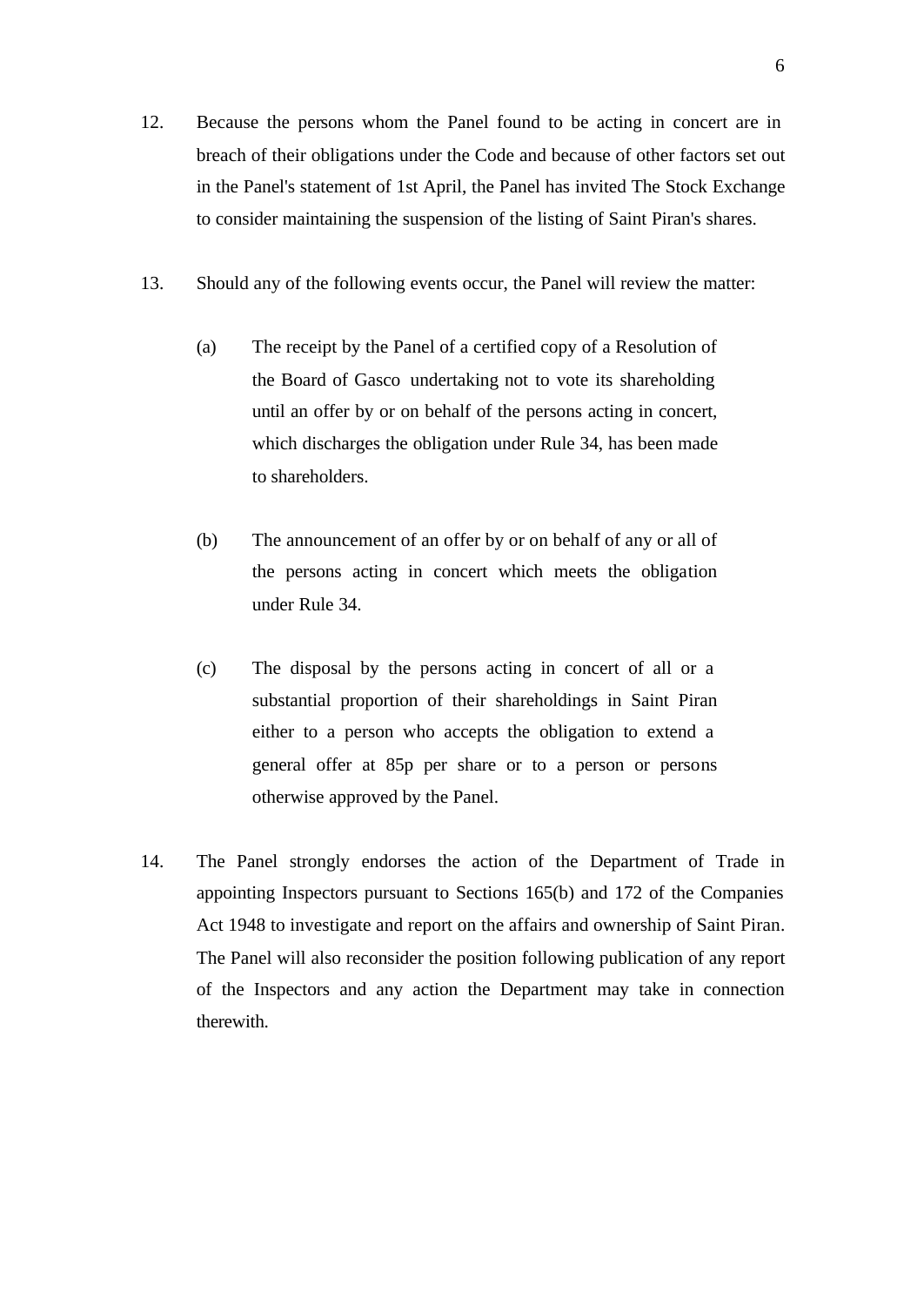12. Because the persons whom the Panel found to be acting in concert are in breach of their obligations under the Code and because of other factors set out in the Panel's statement of 1st April, the Panel has invited The Stock Exchange to consider maintaining the suspension of the listing of Saint Piran's shares.

13. Should any of the following events occur, the Panel will review the matter:

    (a) The receipt by the Panel of a certified copy of a Resolution of the Board of Gasco undertaking not to vote its shareholding until an offer by or on behalf of the persons acting in concert, which discharges the obligation under Rule 34, has been made to shareholders.

    (b) The announcement of an offer by or on behalf of any or all of the persons acting in concert which meets the obligation under Rule 34.

    (c) The disposal by the persons acting in concert of all or a substantial proportion of their shareholdings in Saint Piran either to a person who accepts the obligation to extend a general offer at 85p per share or to a person or persons otherwise approved by the Panel.

14. The Panel strongly endorses the action of the Department of Trade in appointing Inspectors pursuant to Sections 165(b) and 172 of the Companies Act 1948 to investigate and report on the affairs and ownership of Saint Piran. The Panel will also reconsider the position following publication of any report of the Inspectors and any action the Department may take in connection therewith.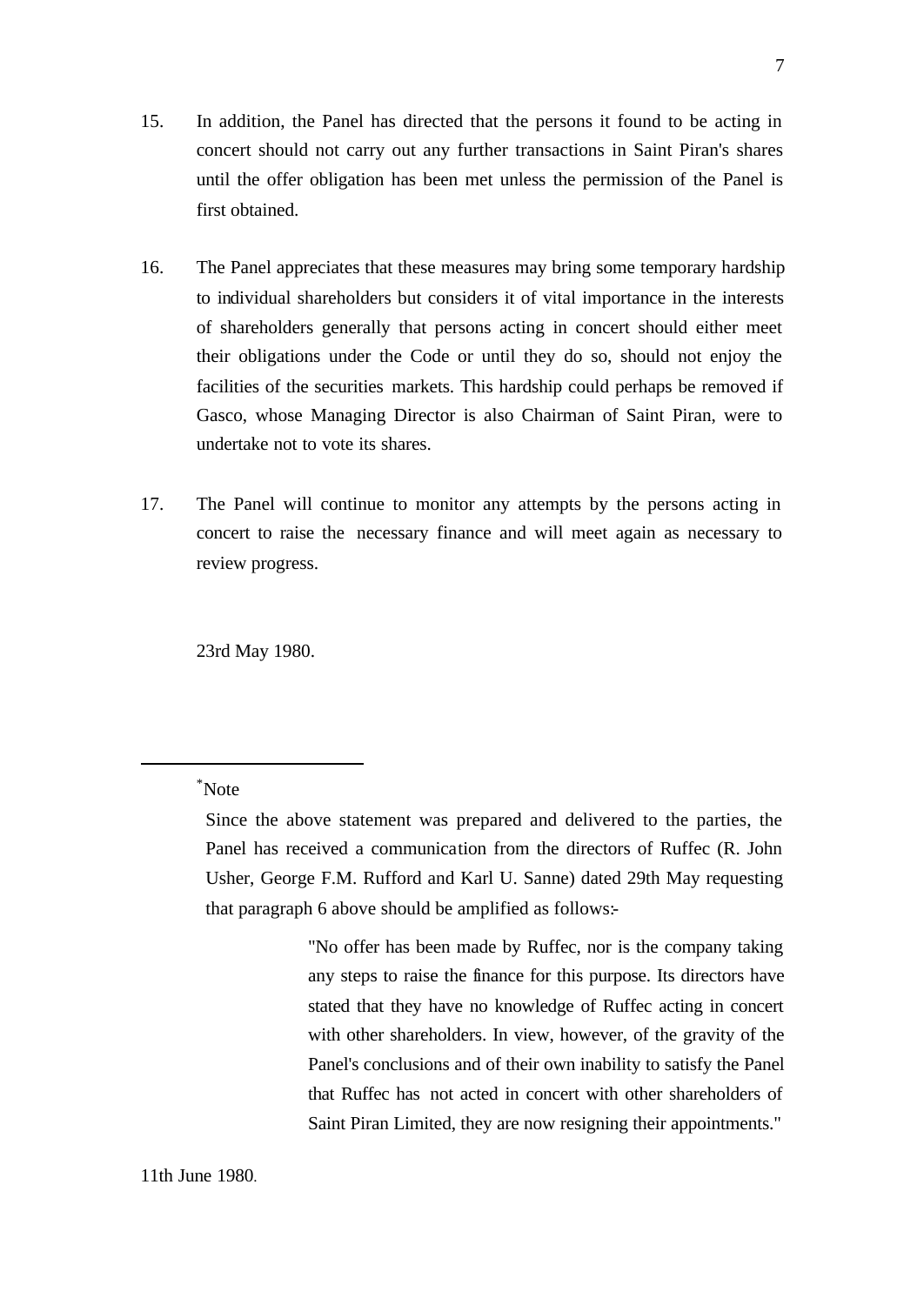15. In addition, the Panel has directed that the persons it found to be acting in concert should not carry out any further transactions in Saint Piran's shares until the offer obligation has been met unless the permission of the Panel is first obtained.

16. The Panel appreciates that these measures may bring some temporary hardship to individual shareholders but considers it of vital importance in the interests of shareholders generally that persons acting in concert should either meet their obligations under the Code or until they do so, should not enjoy the facilities of the securities markets. This hardship could perhaps be removed if Gasco, whose Managing Director is also Chairman of Saint Piran, were to undertake not to vote its shares.

17. The Panel will continue to monitor any attempts by the persons acting in concert to raise the necessary finance and will meet again as necessary to review progress.

23rd May 1980.

---

*Note

Since the above statement was prepared and delivered to the parties, the Panel has received a communication from the directors of Ruffec (R. John Usher, George F.M. Rufford and Karl U. Sanne) dated 29th May requesting that paragraph 6 above should be amplified as follows:-

> "No offer has been made by Ruffec, nor is the company taking any steps to raise the finance for this purpose. Its directors have stated that they have no knowledge of Ruffec acting in concert with other shareholders. In view, however, of the gravity of the Panel's conclusions and of their own inability to satisfy the Panel that Ruffec has not acted in concert with other shareholders of Saint Piran Limited, they are now resigning their appointments."

11th June 1980.